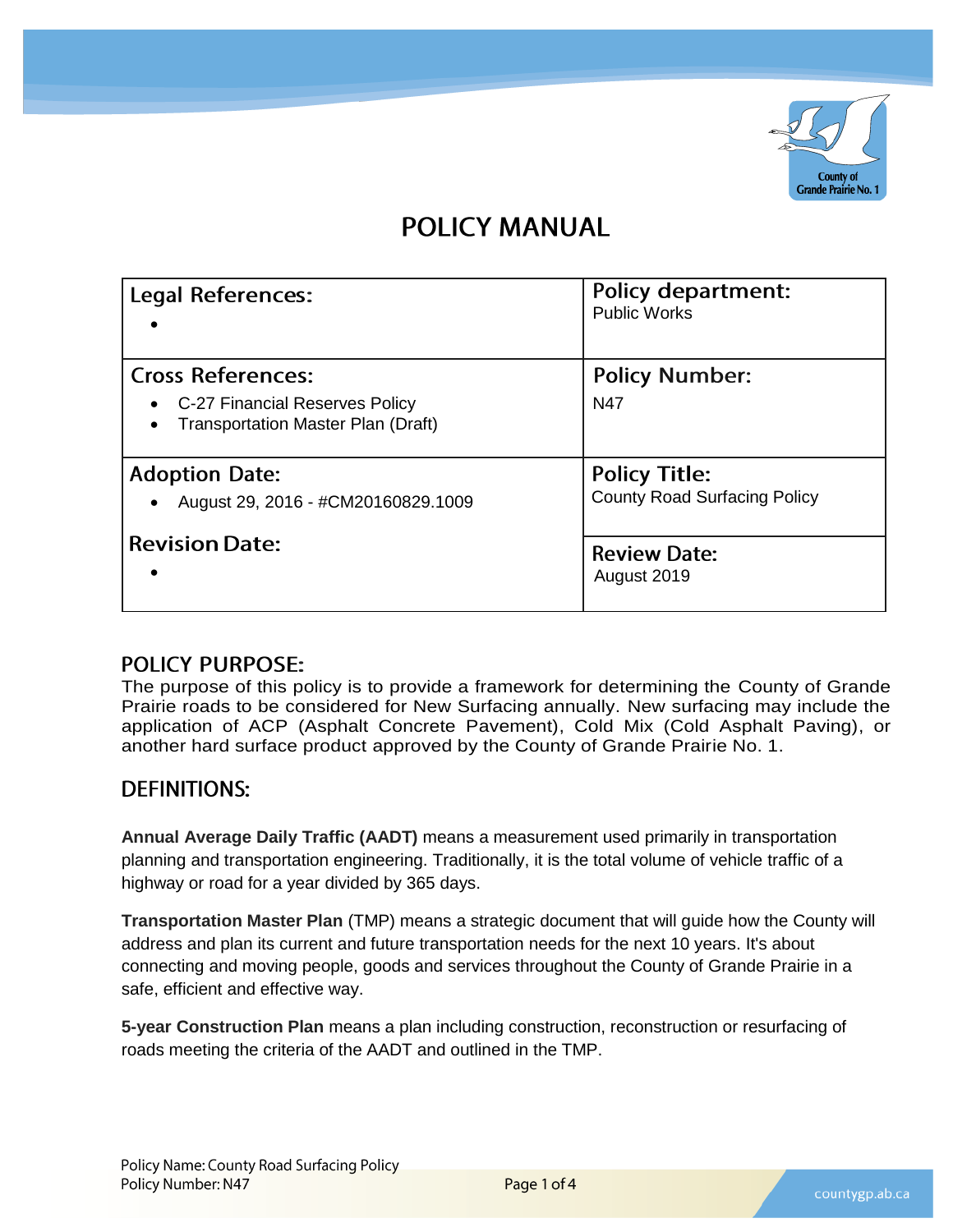# POLICY MANUAL

| Legal References: | Policy department: |
|---|---|
| • | Public Works |
| **Cross References:** • C-27 Financial Reserves Policy • Transportation Master Plan (Draft) | **Policy Number:** N47 |
| **Adoption Date:** • August 29, 2016 - #CM20160829.1009 | **Policy Title:** County Road Surfacing Policy |
| **Revision Date:** • | **Review Date:** August 2019 |

## POLICY PURPOSE:

The purpose of this policy is to provide a framework for determining the County of Grande Prairie roads to be considered for New Surfacing annually. New surfacing may include the application of ACP (Asphalt Concrete Pavement), Cold Mix (Cold Asphalt Paving), or another hard surface product approved by the County of Grande Prairie No. 1.

## DEFINITIONS:

**Annual Average Daily Traffic (AADT)** means a measurement used primarily in transportation planning and transportation engineering. Traditionally, it is the total volume of vehicle traffic of a highway or road for a year divided by 365 days.

**Transportation Master Plan** (TMP) means a strategic document that will guide how the County will address and plan its current and future transportation needs for the next 10 years. It's about connecting and moving people, goods and services throughout the County of Grande Prairie in a safe, efficient and effective way.

**5-year Construction Plan** means a plan including construction, reconstruction or resurfacing of roads meeting the criteria of the AADT and outlined in the TMP.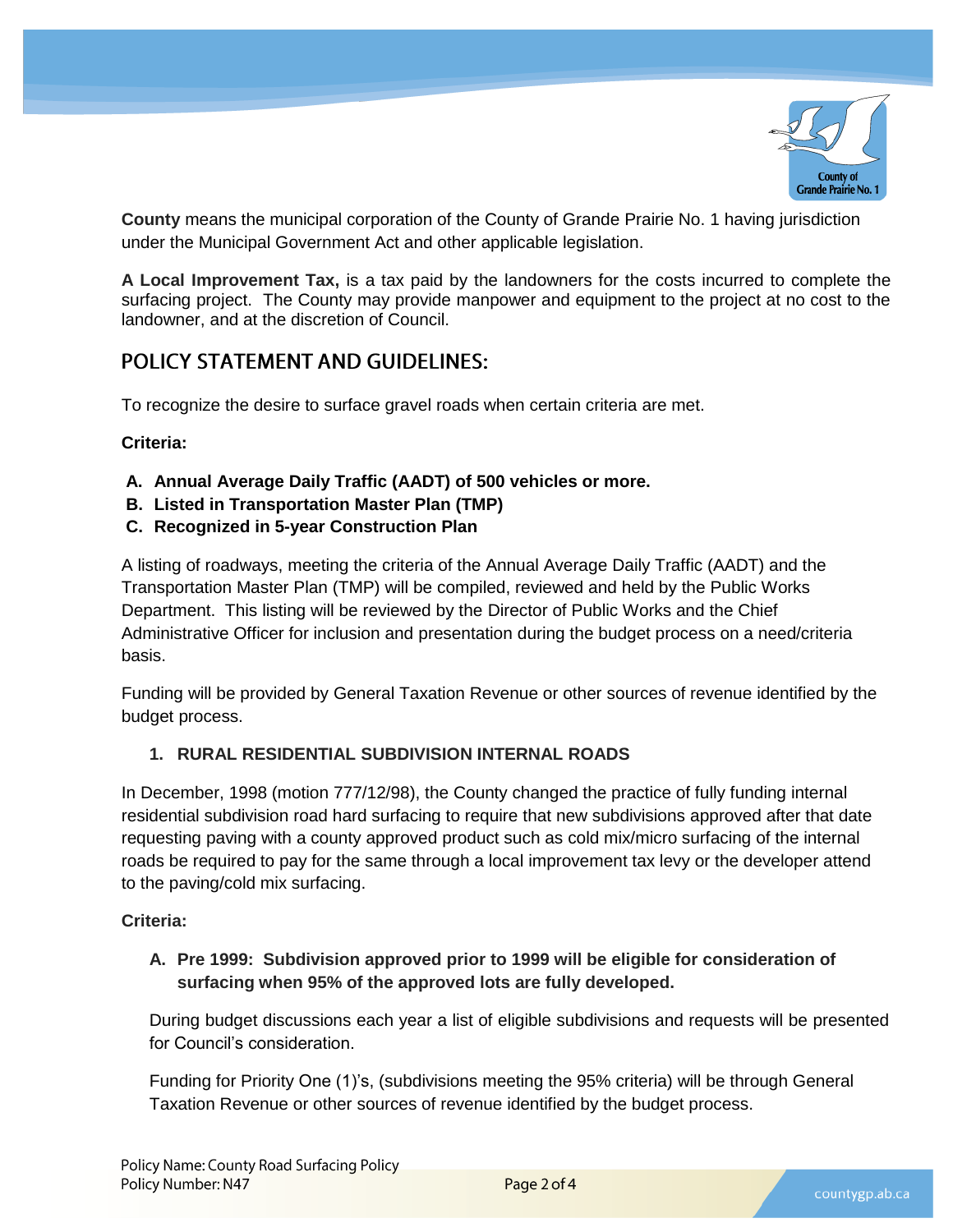**County** means the municipal corporation of the County of Grande Prairie No. 1 having jurisdiction under the Municipal Government Act and other applicable legislation.

**A Local Improvement Tax,** is a tax paid by the landowners for the costs incurred to complete the surfacing project. The County may provide manpower and equipment to the project at no cost to the landowner, and at the discretion of Council.

## POLICY STATEMENT AND GUIDELINES:

To recognize the desire to surface gravel roads when certain criteria are met.

**Criteria:**

- **A. Annual Average Daily Traffic (AADT) of 500 vehicles or more.**
- **B. Listed in Transportation Master Plan (TMP)**
- **C. Recognized in 5-year Construction Plan**

A listing of roadways, meeting the criteria of the Annual Average Daily Traffic (AADT) and the Transportation Master Plan (TMP) will be compiled, reviewed and held by the Public Works Department. This listing will be reviewed by the Director of Public Works and the Chief Administrative Officer for inclusion and presentation during the budget process on a need/criteria basis.

Funding will be provided by General Taxation Revenue or other sources of revenue identified by the budget process.

### 1. RURAL RESIDENTIAL SUBDIVISION INTERNAL ROADS

In December, 1998 (motion 777/12/98), the County changed the practice of fully funding internal residential subdivision road hard surfacing to require that new subdivisions approved after that date requesting paving with a county approved product such as cold mix/micro surfacing of the internal roads be required to pay for the same through a local improvement tax levy or the developer attend to the paving/cold mix surfacing.

**Criteria:**

**A. Pre 1999: Subdivision approved prior to 1999 will be eligible for consideration of surfacing when 95% of the approved lots are fully developed.**

During budget discussions each year a list of eligible subdivisions and requests will be presented for Council's consideration.

Funding for Priority One (1)'s, (subdivisions meeting the 95% criteria) will be through General Taxation Revenue or other sources of revenue identified by the budget process.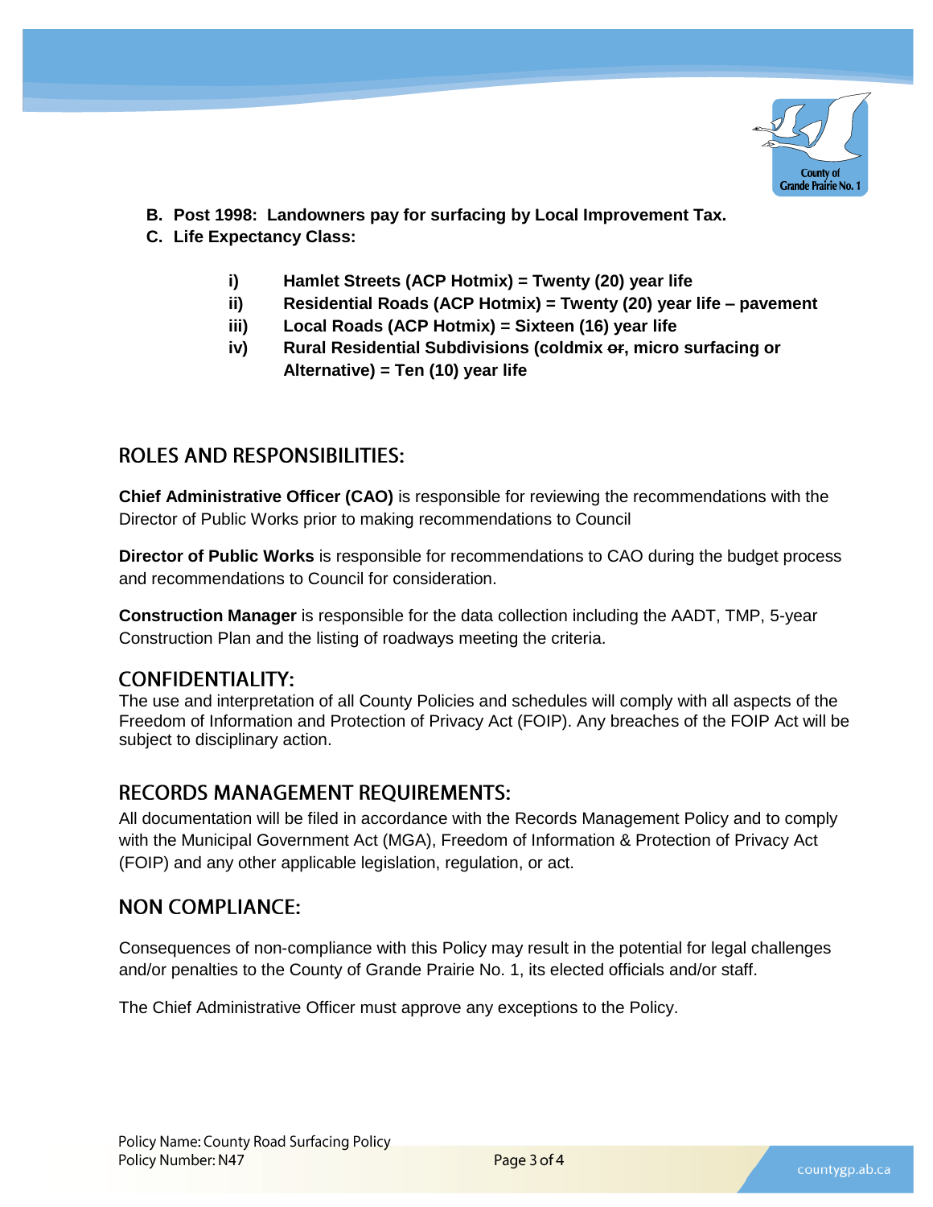**B. Post 1998: Landowners pay for surfacing by Local Improvement Tax.**

**C. Life Expectancy Class:**

- **i) Hamlet Streets (ACP Hotmix) = Twenty (20) year life**
- **ii) Residential Roads (ACP Hotmix) = Twenty (20) year life – pavement**
- **iii) Local Roads (ACP Hotmix) = Sixteen (16) year life**
- **iv) Rural Residential Subdivisions (coldmix ~~or~~, micro surfacing or Alternative) = Ten (10) year life**

## ROLES AND RESPONSIBILITIES:

**Chief Administrative Officer (CAO)** is responsible for reviewing the recommendations with the Director of Public Works prior to making recommendations to Council

**Director of Public Works** is responsible for recommendations to CAO during the budget process and recommendations to Council for consideration.

**Construction Manager** is responsible for the data collection including the AADT, TMP, 5-year Construction Plan and the listing of roadways meeting the criteria.

## CONFIDENTIALITY:

The use and interpretation of all County Policies and schedules will comply with all aspects of the Freedom of Information and Protection of Privacy Act (FOIP). Any breaches of the FOIP Act will be subject to disciplinary action.

## RECORDS MANAGEMENT REQUIREMENTS:

All documentation will be filed in accordance with the Records Management Policy and to comply with the Municipal Government Act (MGA), Freedom of Information & Protection of Privacy Act (FOIP) and any other applicable legislation, regulation, or act.

## NON COMPLIANCE:

Consequences of non-compliance with this Policy may result in the potential for legal challenges and/or penalties to the County of Grande Prairie No. 1, its elected officials and/or staff.

The Chief Administrative Officer must approve any exceptions to the Policy.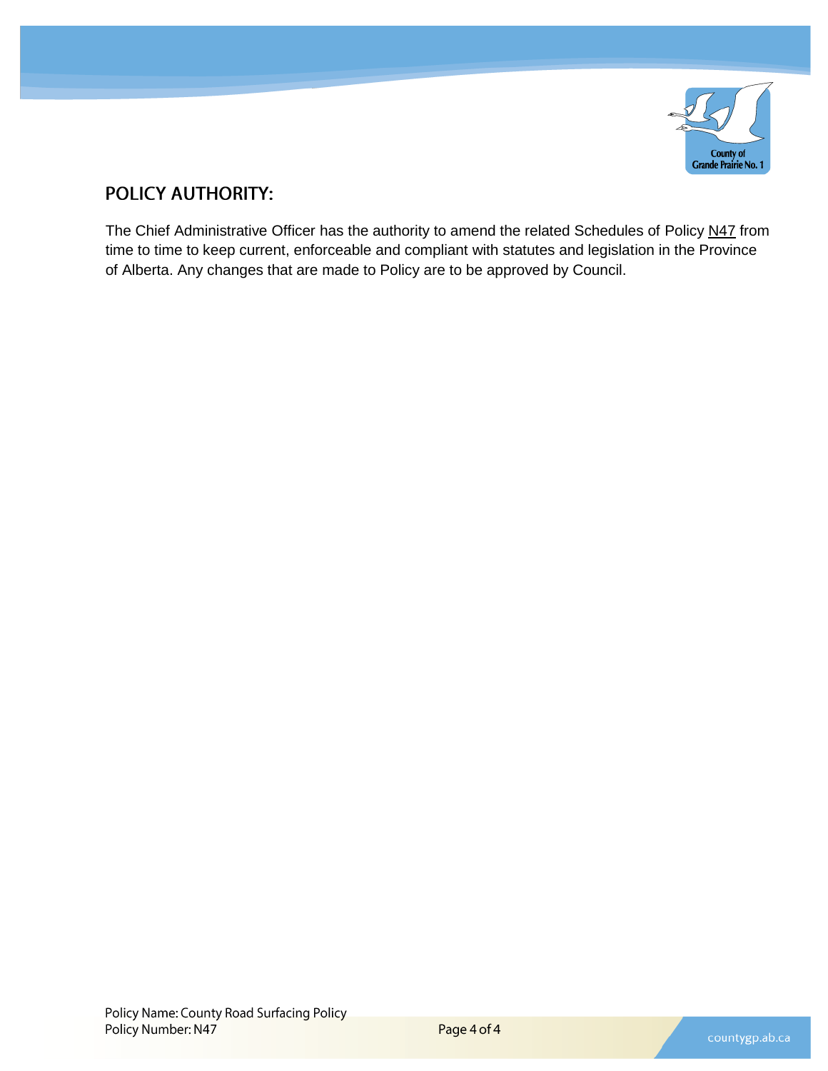## POLICY AUTHORITY:

The Chief Administrative Officer has the authority to amend the related Schedules of Policy N47 from time to time to keep current, enforceable and compliant with statutes and legislation in the Province of Alberta. Any changes that are made to Policy are to be approved by Council.